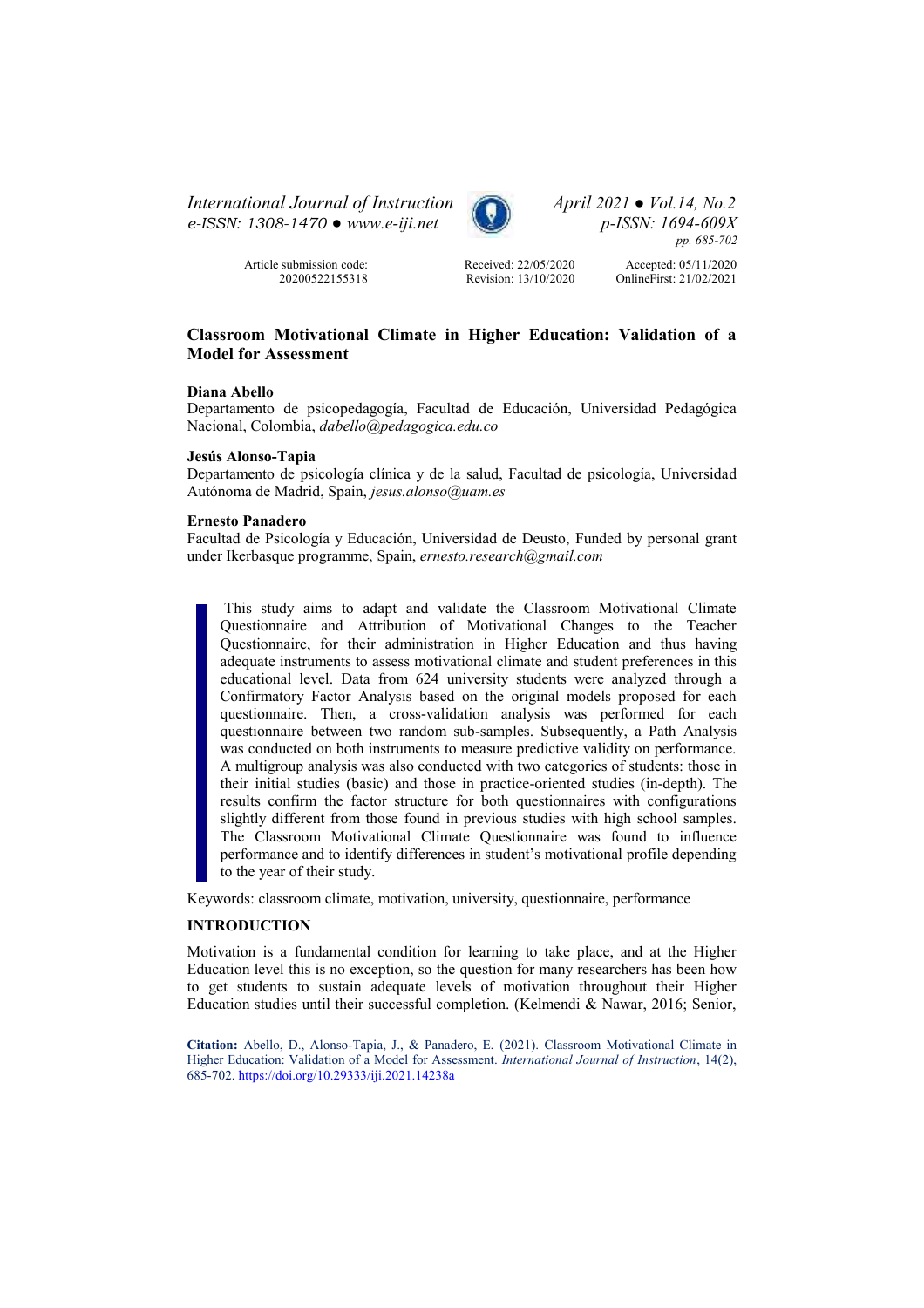Article submission code: 20200522155318

Received: 22/05/2020
Revision: 13/10/2020

Accepted: 05/11/2020
OnlineFirst: 21/02/2021

# Classroom Motivational Climate in Higher Education: Validation of a Model for Assessment

**Diana Abello**
Departamento de psicopedagogía, Facultad de Educación, Universidad Pedagógica Nacional, Colombia, *dabello@pedagogica.edu.co*

**Jesús Alonso-Tapia**
Departamento de psicología clínica y de la salud, Facultad de psicología, Universidad Autónoma de Madrid, Spain, *jesus.alonso@uam.es*

**Ernesto Panadero**
Facultad de Psicología y Educación, Universidad de Deusto, Funded by personal grant under Ikerbasque programme, Spain, *ernesto.research@gmail.com*

> This study aims to adapt and validate the Classroom Motivational Climate Questionnaire and Attribution of Motivational Changes to the Teacher Questionnaire, for their administration in Higher Education and thus having adequate instruments to assess motivational climate and student preferences in this educational level. Data from 624 university students were analyzed through a Confirmatory Factor Analysis based on the original models proposed for each questionnaire. Then, a cross-validation analysis was performed for each questionnaire between two random sub-samples. Subsequently, a Path Analysis was conducted on both instruments to measure predictive validity on performance. A multigroup analysis was also conducted with two categories of students: those in their initial studies (basic) and those in practice-oriented studies (in-depth). The results confirm the factor structure for both questionnaires with configurations slightly different from those found in previous studies with high school samples. The Classroom Motivational Climate Questionnaire was found to influence performance and to identify differences in student's motivational profile depending to the year of their study.

Keywords: classroom climate, motivation, university, questionnaire, performance

## INTRODUCTION

Motivation is a fundamental condition for learning to take place, and at the Higher Education level this is no exception, so the question for many researchers has been how to get students to sustain adequate levels of motivation throughout their Higher Education studies until their successful completion. (Kelmendi & Nawar, 2016; Senior,

**Citation:** Abello, D., Alonso-Tapia, J., & Panadero, E. (2021). Classroom Motivational Climate in Higher Education: Validation of a Model for Assessment. *International Journal of Instruction*, 14(2), 685-702. https://doi.org/10.29333/iji.2021.14238a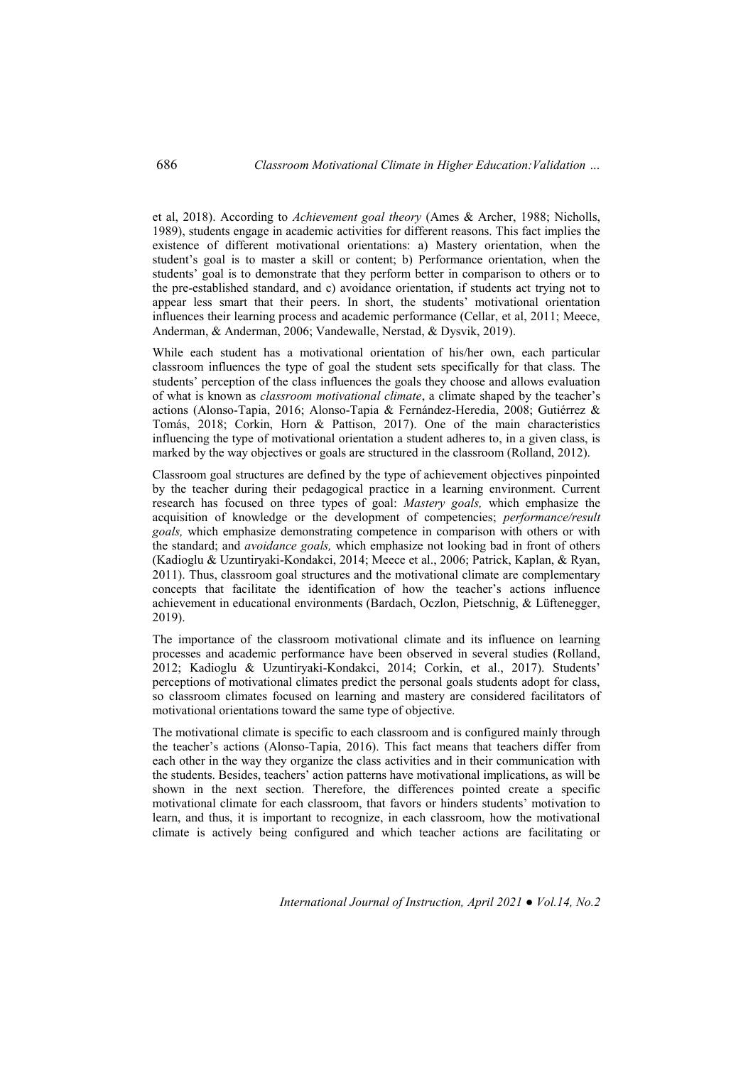et al, 2018). According to *Achievement goal theory* (Ames & Archer, 1988; Nicholls, 1989), students engage in academic activities for different reasons. This fact implies the existence of different motivational orientations: a) Mastery orientation, when the student's goal is to master a skill or content; b) Performance orientation, when the students' goal is to demonstrate that they perform better in comparison to others or to the pre-established standard, and c) avoidance orientation, if students act trying not to appear less smart that their peers. In short, the students' motivational orientation influences their learning process and academic performance (Cellar, et al, 2011; Meece, Anderman, & Anderman, 2006; Vandewalle, Nerstad, & Dysvik, 2019).

While each student has a motivational orientation of his/her own, each particular classroom influences the type of goal the student sets specifically for that class. The students' perception of the class influences the goals they choose and allows evaluation of what is known as *classroom motivational climate*, a climate shaped by the teacher's actions (Alonso-Tapia, 2016; Alonso-Tapia & Fernández-Heredia, 2008; Gutiérrez & Tomás, 2018; Corkin, Horn & Pattison, 2017). One of the main characteristics influencing the type of motivational orientation a student adheres to, in a given class, is marked by the way objectives or goals are structured in the classroom (Rolland, 2012).

Classroom goal structures are defined by the type of achievement objectives pinpointed by the teacher during their pedagogical practice in a learning environment. Current research has focused on three types of goal: *Mastery goals,* which emphasize the acquisition of knowledge or the development of competencies; *performance/result goals,* which emphasize demonstrating competence in comparison with others or with the standard; and *avoidance goals,* which emphasize not looking bad in front of others (Kadioglu & Uzuntiryaki-Kondakci, 2014; Meece et al., 2006; Patrick, Kaplan, & Ryan, 2011). Thus, classroom goal structures and the motivational climate are complementary concepts that facilitate the identification of how the teacher's actions influence achievement in educational environments (Bardach, Oczlon, Pietschnig, & Lüftenegger, 2019).

The importance of the classroom motivational climate and its influence on learning processes and academic performance have been observed in several studies (Rolland, 2012; Kadioglu & Uzuntiryaki-Kondakci, 2014; Corkin, et al., 2017). Students' perceptions of motivational climates predict the personal goals students adopt for class, so classroom climates focused on learning and mastery are considered facilitators of motivational orientations toward the same type of objective.

The motivational climate is specific to each classroom and is configured mainly through the teacher's actions (Alonso-Tapia, 2016). This fact means that teachers differ from each other in the way they organize the class activities and in their communication with the students. Besides, teachers' action patterns have motivational implications, as will be shown in the next section. Therefore, the differences pointed create a specific motivational climate for each classroom, that favors or hinders students' motivation to learn, and thus, it is important to recognize, in each classroom, how the motivational climate is actively being configured and which teacher actions are facilitating or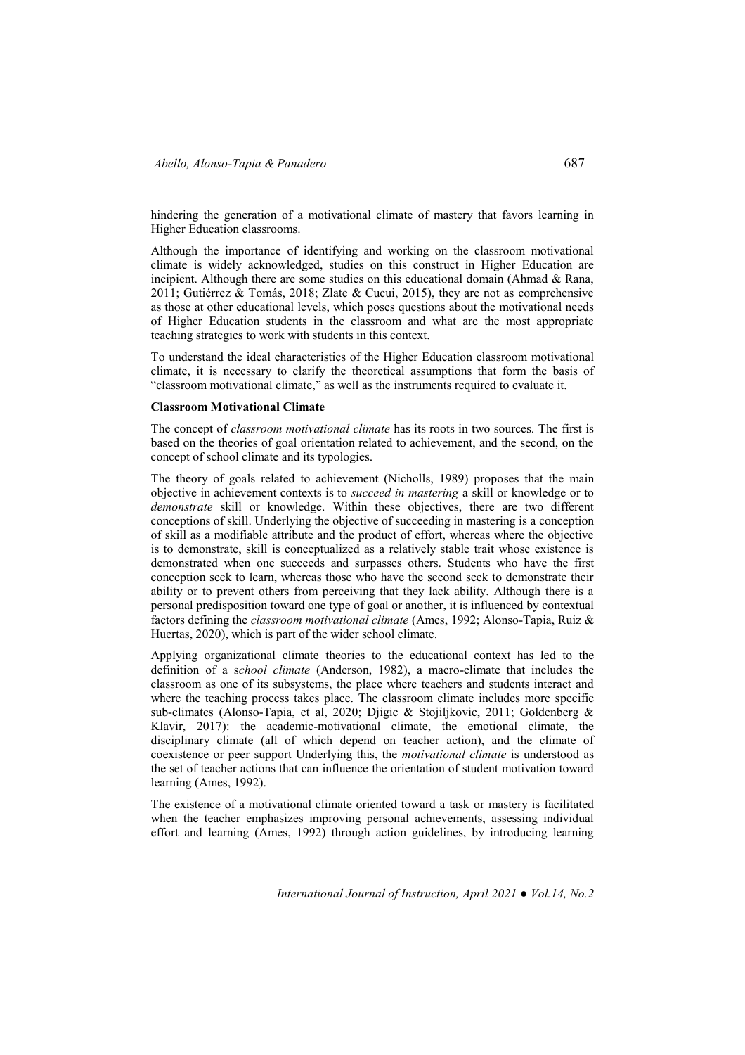hindering the generation of a motivational climate of mastery that favors learning in Higher Education classrooms.

Although the importance of identifying and working on the classroom motivational climate is widely acknowledged, studies on this construct in Higher Education are incipient. Although there are some studies on this educational domain (Ahmad & Rana, 2011; Gutiérrez & Tomás, 2018; Zlate & Cucui, 2015), they are not as comprehensive as those at other educational levels, which poses questions about the motivational needs of Higher Education students in the classroom and what are the most appropriate teaching strategies to work with students in this context.

To understand the ideal characteristics of the Higher Education classroom motivational climate, it is necessary to clarify the theoretical assumptions that form the basis of "classroom motivational climate," as well as the instruments required to evaluate it.

## Classroom Motivational Climate

The concept of *classroom motivational climate* has its roots in two sources. The first is based on the theories of goal orientation related to achievement, and the second, on the concept of school climate and its typologies.

The theory of goals related to achievement (Nicholls, 1989) proposes that the main objective in achievement contexts is to *succeed in mastering* a skill or knowledge or to *demonstrate* skill or knowledge. Within these objectives, there are two different conceptions of skill. Underlying the objective of succeeding in mastering is a conception of skill as a modifiable attribute and the product of effort, whereas where the objective is to demonstrate, skill is conceptualized as a relatively stable trait whose existence is demonstrated when one succeeds and surpasses others. Students who have the first conception seek to learn, whereas those who have the second seek to demonstrate their ability or to prevent others from perceiving that they lack ability. Although there is a personal predisposition toward one type of goal or another, it is influenced by contextual factors defining the *classroom motivational climate* (Ames, 1992; Alonso-Tapia, Ruiz & Huertas, 2020), which is part of the wider school climate.

Applying organizational climate theories to the educational context has led to the definition of a *school climate* (Anderson, 1982), a macro-climate that includes the classroom as one of its subsystems, the place where teachers and students interact and where the teaching process takes place. The classroom climate includes more specific sub-climates (Alonso-Tapia, et al, 2020; Djigic & Stojiljkovic, 2011; Goldenberg & Klavir, 2017): the academic-motivational climate, the emotional climate, the disciplinary climate (all of which depend on teacher action), and the climate of coexistence or peer support Underlying this, the *motivational climate* is understood as the set of teacher actions that can influence the orientation of student motivation toward learning (Ames, 1992).

The existence of a motivational climate oriented toward a task or mastery is facilitated when the teacher emphasizes improving personal achievements, assessing individual effort and learning (Ames, 1992) through action guidelines, by introducing learning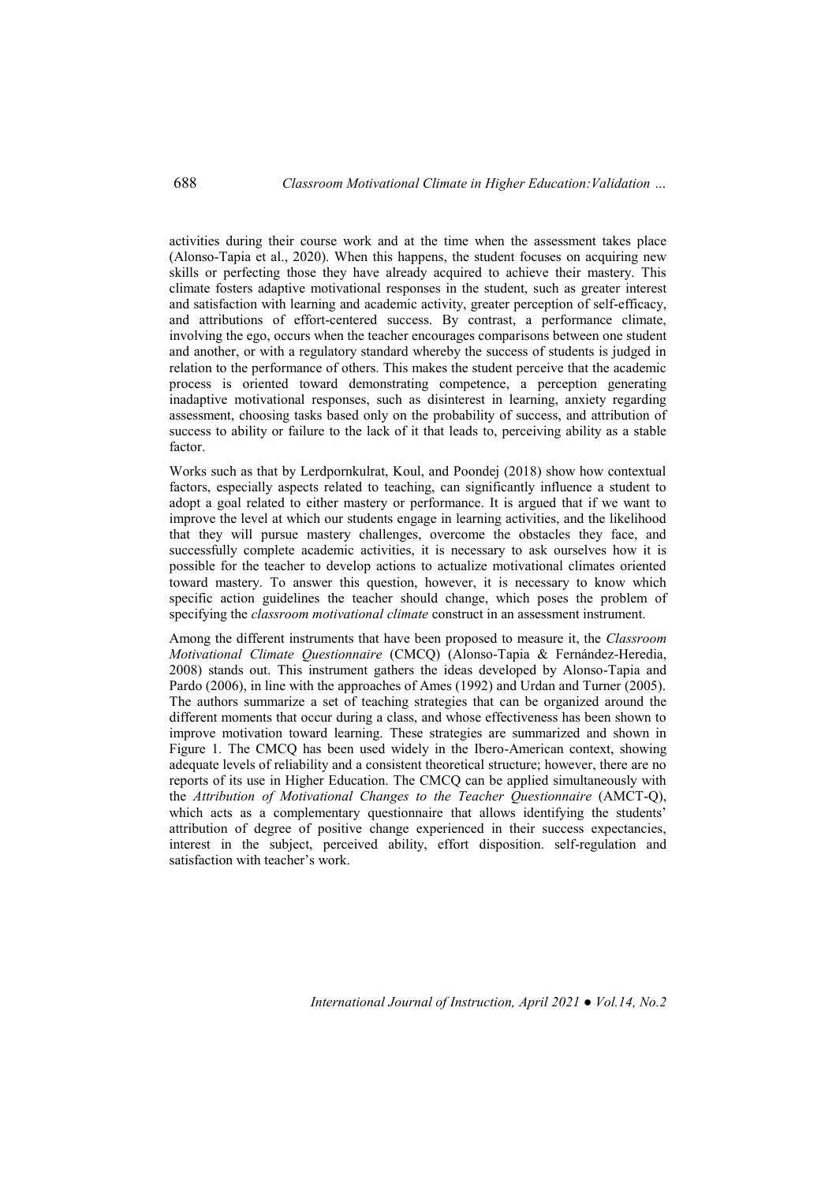activities during their course work and at the time when the assessment takes place (Alonso-Tapia et al., 2020). When this happens, the student focuses on acquiring new skills or perfecting those they have already acquired to achieve their mastery. This climate fosters adaptive motivational responses in the student, such as greater interest and satisfaction with learning and academic activity, greater perception of self-efficacy, and attributions of effort-centered success. By contrast, a performance climate, involving the ego, occurs when the teacher encourages comparisons between one student and another, or with a regulatory standard whereby the success of students is judged in relation to the performance of others. This makes the student perceive that the academic process is oriented toward demonstrating competence, a perception generating inadaptive motivational responses, such as disinterest in learning, anxiety regarding assessment, choosing tasks based only on the probability of success, and attribution of success to ability or failure to the lack of it that leads to, perceiving ability as a stable factor.

Works such as that by Lerdpornkulrat, Koul, and Poondej (2018) show how contextual factors, especially aspects related to teaching, can significantly influence a student to adopt a goal related to either mastery or performance. It is argued that if we want to improve the level at which our students engage in learning activities, and the likelihood that they will pursue mastery challenges, overcome the obstacles they face, and successfully complete academic activities, it is necessary to ask ourselves how it is possible for the teacher to develop actions to actualize motivational climates oriented toward mastery. To answer this question, however, it is necessary to know which specific action guidelines the teacher should change, which poses the problem of specifying the *classroom motivational climate* construct in an assessment instrument.

Among the different instruments that have been proposed to measure it, the *Classroom Motivational Climate Questionnaire* (CMCQ) (Alonso-Tapia & Fernández-Heredia, 2008) stands out. This instrument gathers the ideas developed by Alonso-Tapia and Pardo (2006), in line with the approaches of Ames (1992) and Urdan and Turner (2005). The authors summarize a set of teaching strategies that can be organized around the different moments that occur during a class, and whose effectiveness has been shown to improve motivation toward learning. These strategies are summarized and shown in Figure 1. The CMCQ has been used widely in the Ibero-American context, showing adequate levels of reliability and a consistent theoretical structure; however, there are no reports of its use in Higher Education. The CMCQ can be applied simultaneously with the *Attribution of Motivational Changes to the Teacher Questionnaire* (AMCT-Q), which acts as a complementary questionnaire that allows identifying the students' attribution of degree of positive change experienced in their success expectancies, interest in the subject, perceived ability, effort disposition. self-regulation and satisfaction with teacher's work.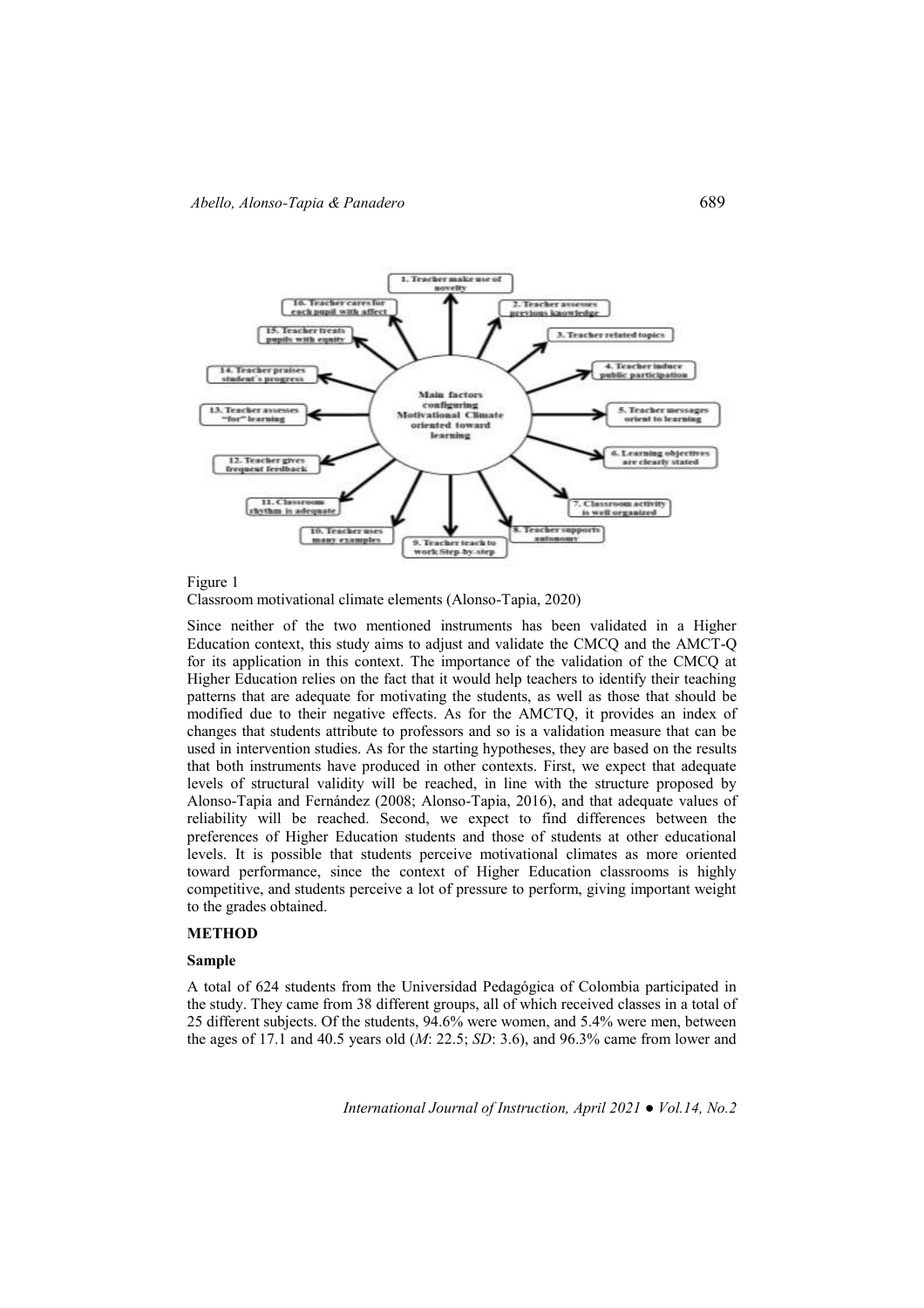Figure 1
Classroom motivational climate elements (Alonso-Tapia, 2020)

Since neither of the two mentioned instruments has been validated in a Higher Education context, this study aims to adjust and validate the CMCQ and the AMCT-Q for its application in this context. The importance of the validation of the CMCQ at Higher Education relies on the fact that it would help teachers to identify their teaching patterns that are adequate for motivating the students, as well as those that should be modified due to their negative effects. As for the AMCTQ, it provides an index of changes that students attribute to professors and so is a validation measure that can be used in intervention studies. As for the starting hypotheses, they are based on the results that both instruments have produced in other contexts. First, we expect that adequate levels of structural validity will be reached, in line with the structure proposed by Alonso-Tapia and Fernández (2008; Alonso-Tapia, 2016), and that adequate values of reliability will be reached. Second, we expect to find differences between the preferences of Higher Education students and those of students at other educational levels. It is possible that students perceive motivational climates as more oriented toward performance, since the context of Higher Education classrooms is highly competitive, and students perceive a lot of pressure to perform, giving important weight to the grades obtained.

## METHOD

### Sample

A total of 624 students from the Universidad Pedagógica of Colombia participated in the study. They came from 38 different groups, all of which received classes in a total of 25 different subjects. Of the students, 94.6% were women, and 5.4% were men, between the ages of 17.1 and 40.5 years old (*M*: 22.5; *SD*: 3.6), and 96.3% came from lower and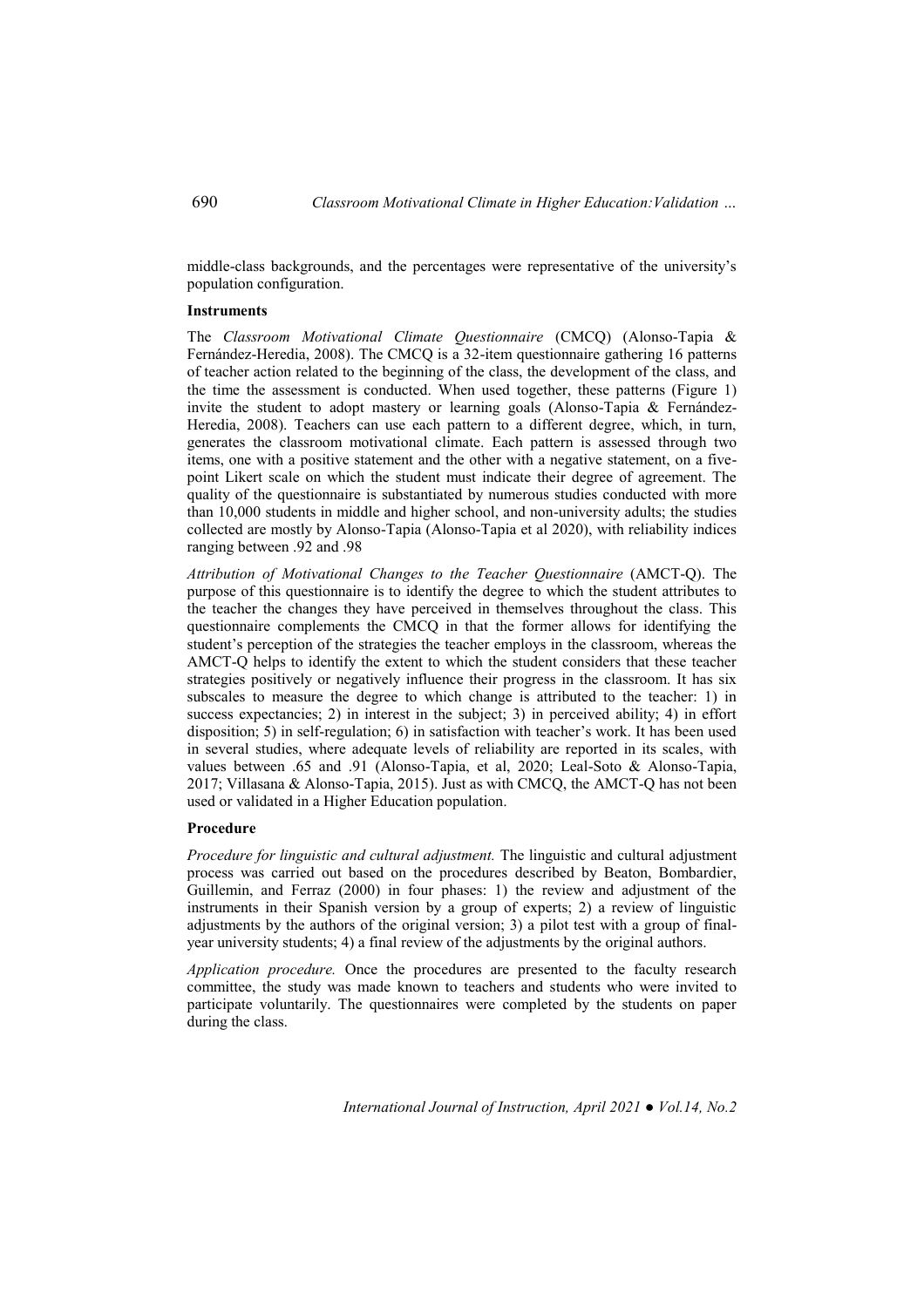middle-class backgrounds, and the percentages were representative of the university's population configuration.

**Instruments**

The *Classroom Motivational Climate Questionnaire* (CMCQ) (Alonso-Tapia & Fernández-Heredia, 2008). The CMCQ is a 32-item questionnaire gathering 16 patterns of teacher action related to the beginning of the class, the development of the class, and the time the assessment is conducted. When used together, these patterns (Figure 1) invite the student to adopt mastery or learning goals (Alonso-Tapia & Fernández-Heredia, 2008). Teachers can use each pattern to a different degree, which, in turn, generates the classroom motivational climate. Each pattern is assessed through two items, one with a positive statement and the other with a negative statement, on a five-point Likert scale on which the student must indicate their degree of agreement. The quality of the questionnaire is substantiated by numerous studies conducted with more than 10,000 students in middle and higher school, and non-university adults; the studies collected are mostly by Alonso-Tapia (Alonso-Tapia et al 2020), with reliability indices ranging between .92 and .98

*Attribution of Motivational Changes to the Teacher Questionnaire* (AMCT-Q). The purpose of this questionnaire is to identify the degree to which the student attributes to the teacher the changes they have perceived in themselves throughout the class. This questionnaire complements the CMCQ in that the former allows for identifying the student's perception of the strategies the teacher employs in the classroom, whereas the AMCT-Q helps to identify the extent to which the student considers that these teacher strategies positively or negatively influence their progress in the classroom. It has six subscales to measure the degree to which change is attributed to the teacher: 1) in success expectancies; 2) in interest in the subject; 3) in perceived ability; 4) in effort disposition; 5) in self-regulation; 6) in satisfaction with teacher's work. It has been used in several studies, where adequate levels of reliability are reported in its scales, with values between .65 and .91 (Alonso-Tapia, et al, 2020; Leal-Soto & Alonso-Tapia, 2017; Villasana & Alonso-Tapia, 2015). Just as with CMCQ, the AMCT-Q has not been used or validated in a Higher Education population.

**Procedure**

*Procedure for linguistic and cultural adjustment.* The linguistic and cultural adjustment process was carried out based on the procedures described by Beaton, Bombardier, Guillemin, and Ferraz (2000) in four phases: 1) the review and adjustment of the instruments in their Spanish version by a group of experts; 2) a review of linguistic adjustments by the authors of the original version; 3) a pilot test with a group of final-year university students; 4) a final review of the adjustments by the original authors.

*Application procedure.* Once the procedures are presented to the faculty research committee, the study was made known to teachers and students who were invited to participate voluntarily. The questionnaires were completed by the students on paper during the class.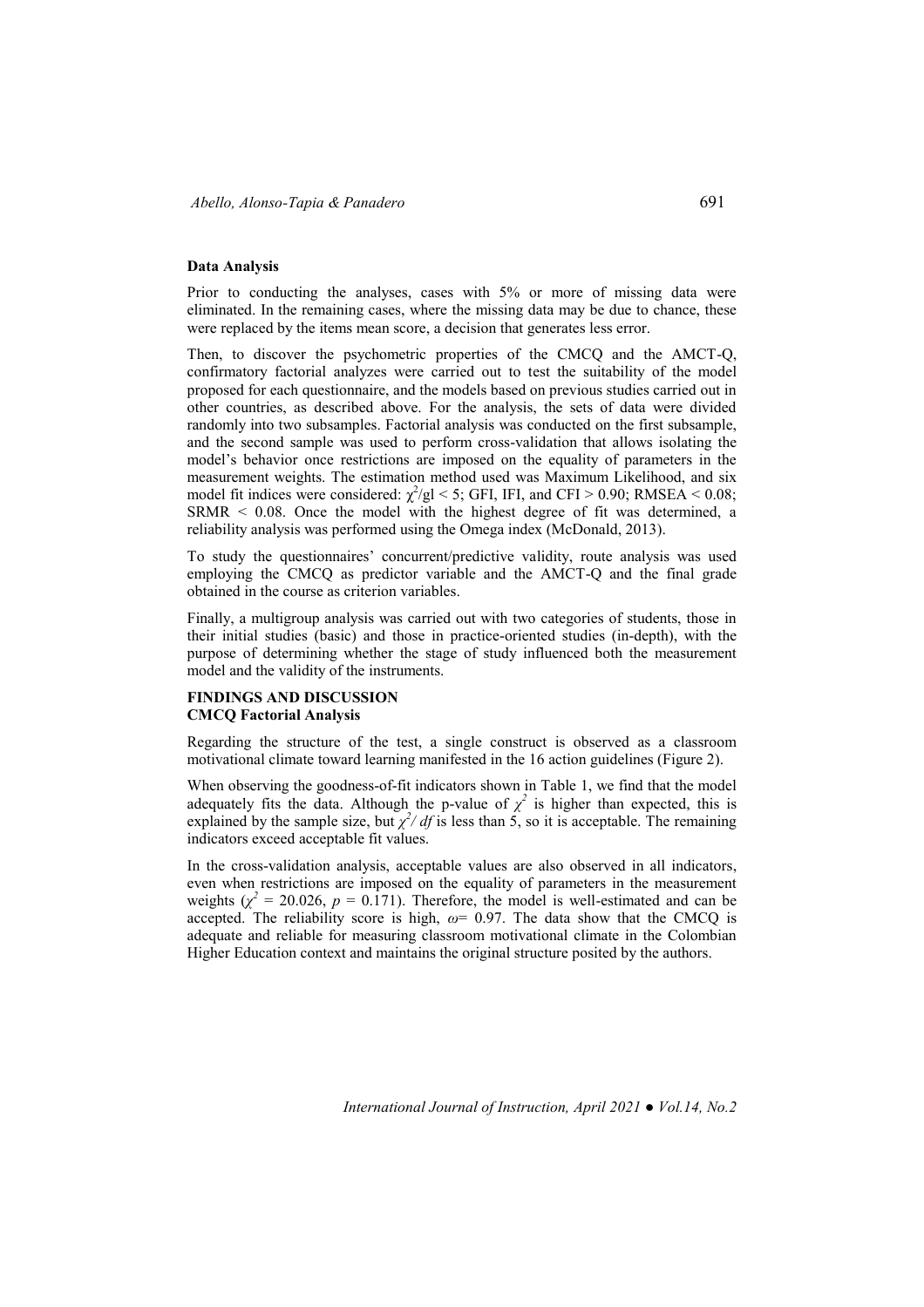### Data Analysis

Prior to conducting the analyses, cases with 5% or more of missing data were eliminated. In the remaining cases, where the missing data may be due to chance, these were replaced by the items mean score, a decision that generates less error.

Then, to discover the psychometric properties of the CMCQ and the AMCT-Q, confirmatory factorial analyzes were carried out to test the suitability of the model proposed for each questionnaire, and the models based on previous studies carried out in other countries, as described above. For the analysis, the sets of data were divided randomly into two subsamples. Factorial analysis was conducted on the first subsample, and the second sample was used to perform cross-validation that allows isolating the model's behavior once restrictions are imposed on the equality of parameters in the measurement weights. The estimation method used was Maximum Likelihood, and six model fit indices were considered: $\chi^2$/gl < 5; GFI, IFI, and CFI > 0.90; RMSEA < 0.08; SRMR < 0.08. Once the model with the highest degree of fit was determined, a reliability analysis was performed using the Omega index (McDonald, 2013).

To study the questionnaires' concurrent/predictive validity, route analysis was used employing the CMCQ as predictor variable and the AMCT-Q and the final grade obtained in the course as criterion variables.

Finally, a multigroup analysis was carried out with two categories of students, those in their initial studies (basic) and those in practice-oriented studies (in-depth), with the purpose of determining whether the stage of study influenced both the measurement model and the validity of the instruments.

## FINDINGS AND DISCUSSION

### CMCQ Factorial Analysis

Regarding the structure of the test, a single construct is observed as a classroom motivational climate toward learning manifested in the 16 action guidelines (Figure 2).

When observing the goodness-of-fit indicators shown in Table 1, we find that the model adequately fits the data. Although the p-value of $\chi^2$ is higher than expected, this is explained by the sample size, but $\chi^2/df$ is less than 5, so it is acceptable. The remaining indicators exceed acceptable fit values.

In the cross-validation analysis, acceptable values are also observed in all indicators, even when restrictions are imposed on the equality of parameters in the measurement weights ($\chi^2$ = 20.026, $p$ = 0.171). Therefore, the model is well-estimated and can be accepted. The reliability score is high, $\omega$= 0.97. The data show that the CMCQ is adequate and reliable for measuring classroom motivational climate in the Colombian Higher Education context and maintains the original structure posited by the authors.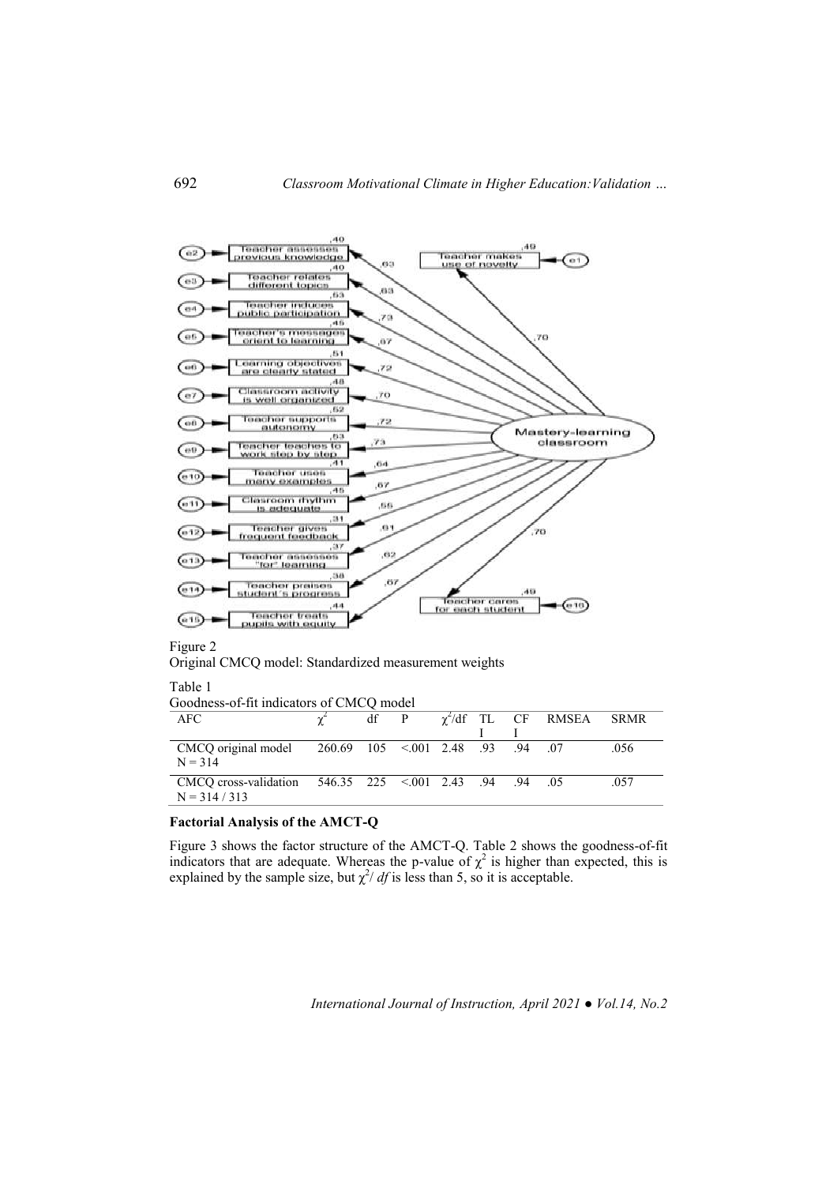Figure 2
Original CMCQ model: Standardized measurement weights

Table 1
Goodness-of-fit indicators of CMCQ model

| AFC | $\chi^2$ | df | P | $\chi^2$/df | TLI | CFI | RMSEA | SRMR |
|---|---|---|---|---|---|---|---|---|
| CMCQ original model N = 314 | 260.69 | 105 | <.001 | 2.48 | .93 | .94 | .07 | .056 |
| CMCQ cross-validation N = 314 / 313 | 546.35 | 225 | <.001 | 2.43 | .94 | .94 | .05 | .057 |

### Factorial Analysis of the AMCT-Q

Figure 3 shows the factor structure of the AMCT-Q. Table 2 shows the goodness-of-fit indicators that are adequate. Whereas the p-value of $\chi^2$ is higher than expected, this is explained by the sample size, but $\chi^2/df$ is less than 5, so it is acceptable.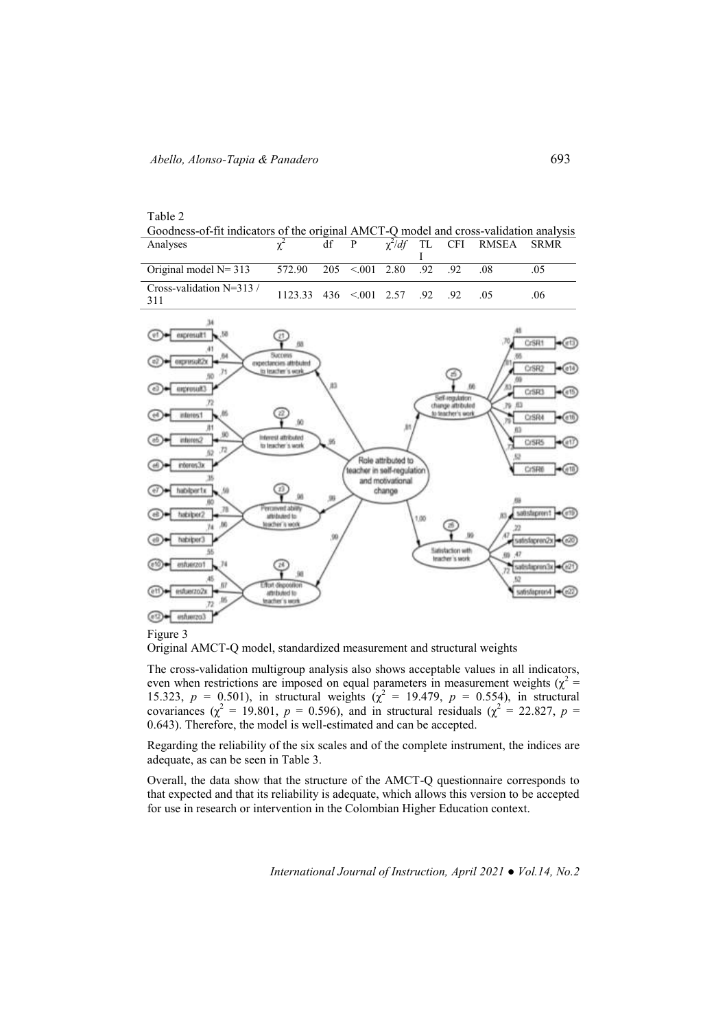Table 2

Goodness-of-fit indicators of the original AMCT-Q model and cross-validation analysis

| Analyses | $\chi^2$ | df | P | $\chi^2/df$ | TLI | CFI | RMSEA | SRMR |
|---|---|---|---|---|---|---|---|---|
| Original model N= 313 | 572.90 | 205 | <.001 | 2.80 | .92 | .92 | .08 | .05 |
| Cross-validation N=313 / 311 | 1123.33 | 436 | <.001 | 2.57 | .92 | .92 | .05 | .06 |

Figure 3

Original AMCT-Q model, standardized measurement and structural weights

The cross-validation multigroup analysis also shows acceptable values in all indicators, even when restrictions are imposed on equal parameters in measurement weights ($\chi^2$ = 15.323, $p$ = 0.501), in structural weights ($\chi^2$ = 19.479, $p$ = 0.554), in structural covariances ($\chi^2$ = 19.801, $p$ = 0.596), and in structural residuals ($\chi^2$ = 22.827, $p$ = 0.643). Therefore, the model is well-estimated and can be accepted.

Regarding the reliability of the six scales and of the complete instrument, the indices are adequate, as can be seen in Table 3.

Overall, the data show that the structure of the AMCT-Q questionnaire corresponds to that expected and that its reliability is adequate, which allows this version to be accepted for use in research or intervention in the Colombian Higher Education context.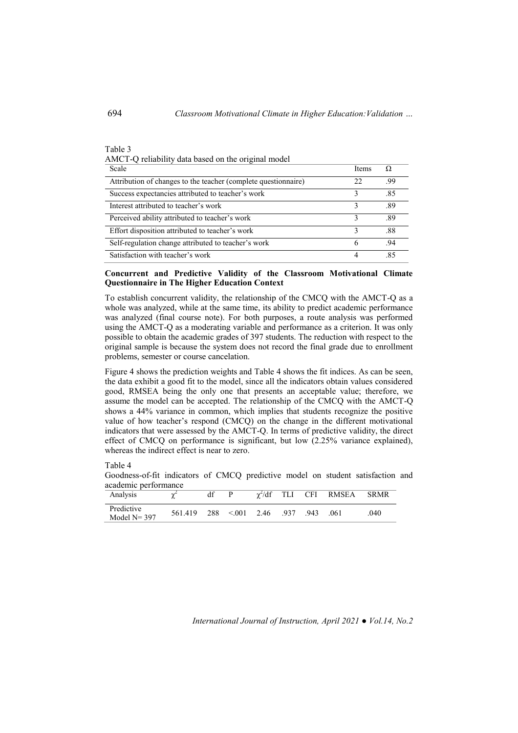Table 3

AMCT-Q reliability data based on the original model

| Scale | Items | Ω |
|---|---|---|
| Attribution of changes to the teacher (complete questionnaire) | 22 | .99 |
| Success expectancies attributed to teacher's work | 3 | .85 |
| Interest attributed to teacher's work | 3 | .89 |
| Perceived ability attributed to teacher's work | 3 | .89 |
| Effort disposition attributed to teacher's work | 3 | .88 |
| Self-regulation change attributed to teacher's work | 6 | .94 |
| Satisfaction with teacher's work | 4 | .85 |

**Concurrent and Predictive Validity of the Classroom Motivational Climate Questionnaire in The Higher Education Context**

To establish concurrent validity, the relationship of the CMCQ with the AMCT-Q as a whole was analyzed, while at the same time, its ability to predict academic performance was analyzed (final course note). For both purposes, a route analysis was performed using the AMCT-Q as a moderating variable and performance as a criterion. It was only possible to obtain the academic grades of 397 students. The reduction with respect to the original sample is because the system does not record the final grade due to enrollment problems, semester or course cancelation.

Figure 4 shows the prediction weights and Table 4 shows the fit indices. As can be seen, the data exhibit a good fit to the model, since all the indicators obtain values considered good, RMSEA being the only one that presents an acceptable value; therefore, we assume the model can be accepted. The relationship of the CMCQ with the AMCT-Q shows a 44% variance in common, which implies that students recognize the positive value of how teacher's respond (CMCQ) on the change in the different motivational indicators that were assessed by the AMCT-Q. In terms of predictive validity, the direct effect of CMCQ on performance is significant, but low (2.25% variance explained), whereas the indirect effect is near to zero.

Table 4

Goodness-of-fit indicators of CMCQ predictive model on student satisfaction and academic performance

| Analysis | $\chi^2$ | df | P | $\chi^2$/df | TLI | CFI | RMSEA | SRMR |
|---|---|---|---|---|---|---|---|---|
| Predictive Model N= 397 | 561.419 | 288 | <.001 | 2.46 | .937 | .943 | .061 | .040 |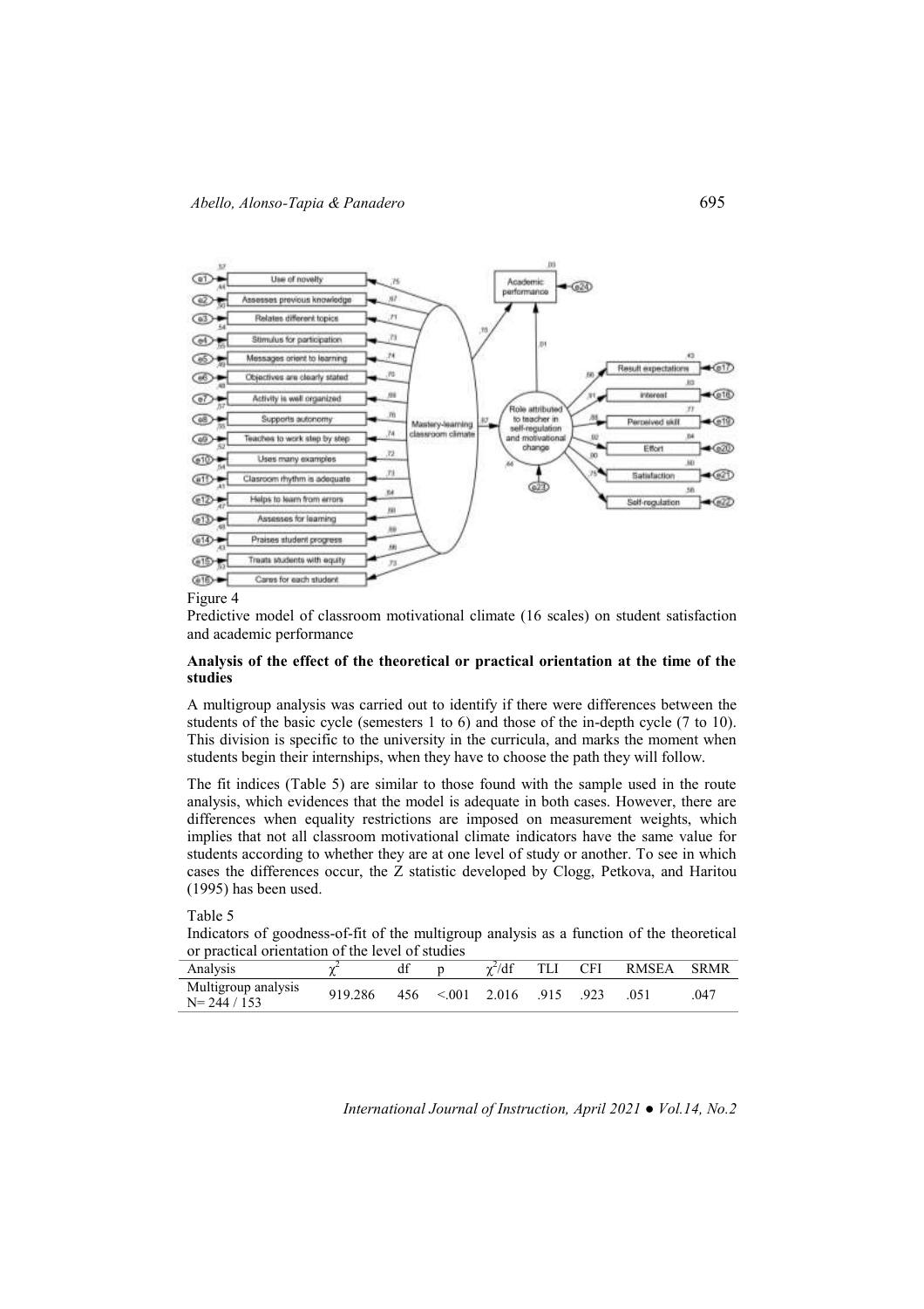Figure 4

Predictive model of classroom motivational climate (16 scales) on student satisfaction and academic performance

**Analysis of the effect of the theoretical or practical orientation at the time of the studies**

A multigroup analysis was carried out to identify if there were differences between the students of the basic cycle (semesters 1 to 6) and those of the in-depth cycle (7 to 10). This division is specific to the university in the curricula, and marks the moment when students begin their internships, when they have to choose the path they will follow.

The fit indices (Table 5) are similar to those found with the sample used in the route analysis, which evidences that the model is adequate in both cases. However, there are differences when equality restrictions are imposed on measurement weights, which implies that not all classroom motivational climate indicators have the same value for students according to whether they are at one level of study or another. To see in which cases the differences occur, the Z statistic developed by Clogg, Petkova, and Haritou (1995) has been used.

Table 5

Indicators of goodness-of-fit of the multigroup analysis as a function of the theoretical or practical orientation of the level of studies

| Analysis | $\chi^2$ | df | p | $\chi^2$/df | TLI | CFI | RMSEA | SRMR |
|---|---|---|---|---|---|---|---|---|
| Multigroup analysis N= 244 / 153 | 919.286 | 456 | <.001 | 2.016 | .915 | .923 | .051 | .047 |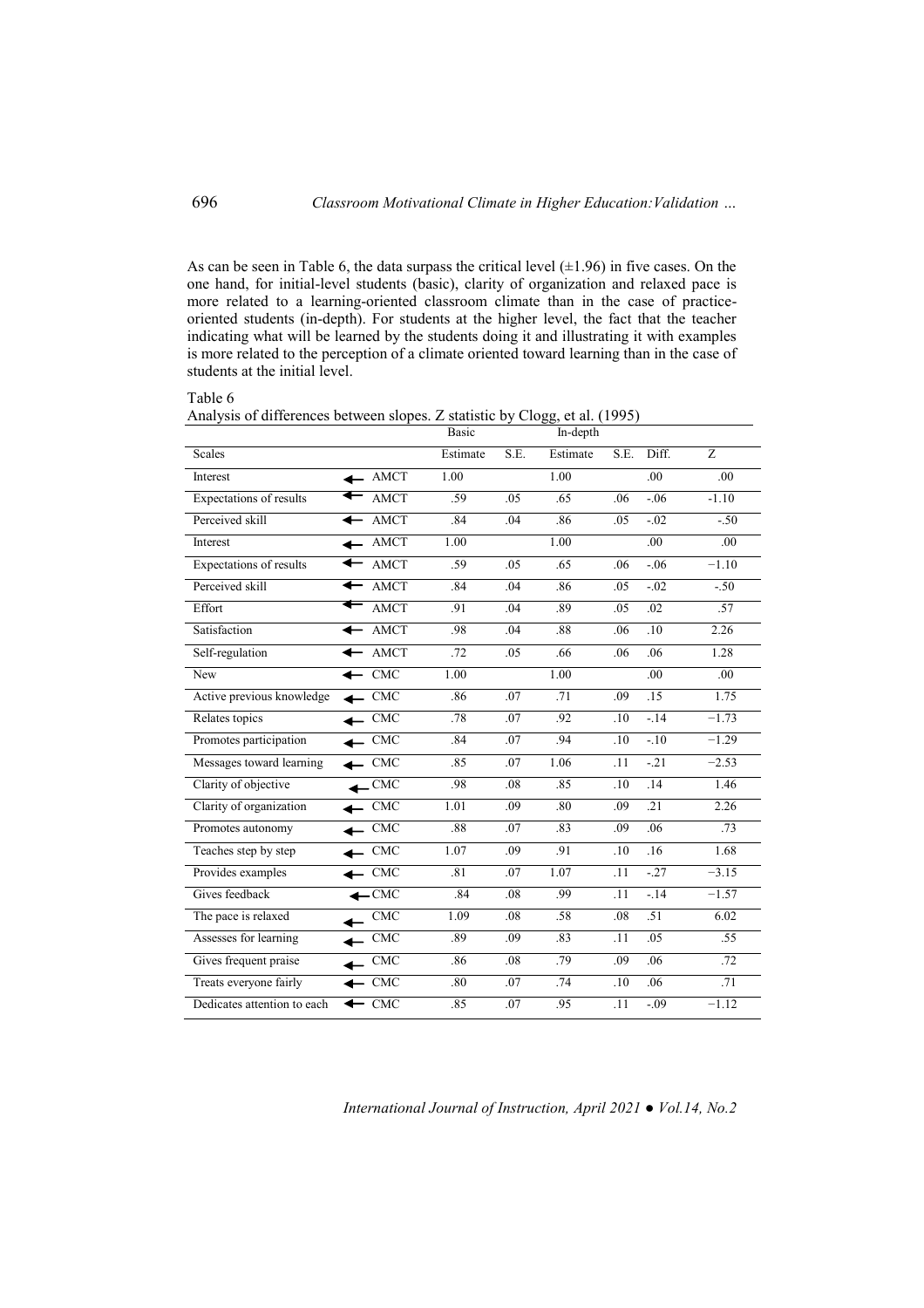As can be seen in Table 6, the data surpass the critical level (±1.96) in five cases. On the one hand, for initial-level students (basic), clarity of organization and relaxed pace is more related to a learning-oriented classroom climate than in the case of practice-oriented students (in-depth). For students at the higher level, the fact that the teacher indicating what will be learned by the students doing it and illustrating it with examples is more related to the perception of a climate oriented toward learning than in the case of students at the initial level.

Table 6

Analysis of differences between slopes. Z statistic by Clogg, et al. (1995)

| | | Basic | | In-depth | | | |
|---|---|---|---|---|---|---|---|
| Scales | | Estimate | S.E. | Estimate | S.E. | Diff. | Z |
| Interest | ← AMCT | 1.00 | | 1.00 | | .00 | .00 |
| Expectations of results | ← AMCT | .59 | .05 | .65 | .06 | -.06 | -1.10 |
| Perceived skill | ← AMCT | .84 | .04 | .86 | .05 | -.02 | -.50 |
| Interest | ← AMCT | 1.00 | | 1.00 | | .00 | .00 |
| Expectations of results | ← AMCT | .59 | .05 | .65 | .06 | -.06 | −1.10 |
| Perceived skill | ← AMCT | .84 | .04 | .86 | .05 | -.02 | -.50 |
| Effort | ← AMCT | .91 | .04 | .89 | .05 | .02 | .57 |
| Satisfaction | ← AMCT | .98 | .04 | .88 | .06 | .10 | 2.26 |
| Self-regulation | ← AMCT | .72 | .05 | .66 | .06 | .06 | 1.28 |
| New | ← CMC | 1.00 | | 1.00 | | .00 | .00 |
| Active previous knowledge | ← CMC | .86 | .07 | .71 | .09 | .15 | 1.75 |
| Relates topics | ← CMC | .78 | .07 | .92 | .10 | -.14 | −1.73 |
| Promotes participation | ← CMC | .84 | .07 | .94 | .10 | -.10 | −1.29 |
| Messages toward learning | ← CMC | .85 | .07 | 1.06 | .11 | -.21 | −2.53 |
| Clarity of objective | ← CMC | .98 | .08 | .85 | .10 | .14 | 1.46 |
| Clarity of organization | ← CMC | 1.01 | .09 | .80 | .09 | .21 | 2.26 |
| Promotes autonomy | ← CMC | .88 | .07 | .83 | .09 | .06 | .73 |
| Teaches step by step | ← CMC | 1.07 | .09 | .91 | .10 | .16 | 1.68 |
| Provides examples | ← CMC | .81 | .07 | 1.07 | .11 | -.27 | −3.15 |
| Gives feedback | ← CMC | .84 | .08 | .99 | .11 | -.14 | −1.57 |
| The pace is relaxed | ← CMC | 1.09 | .08 | .58 | .08 | .51 | 6.02 |
| Assesses for learning | ← CMC | .89 | .09 | .83 | .11 | .05 | .55 |
| Gives frequent praise | ← CMC | .86 | .08 | .79 | .09 | .06 | .72 |
| Treats everyone fairly | ← CMC | .80 | .07 | .74 | .10 | .06 | .71 |
| Dedicates attention to each | ← CMC | .85 | .07 | .95 | .11 | -.09 | −1.12 |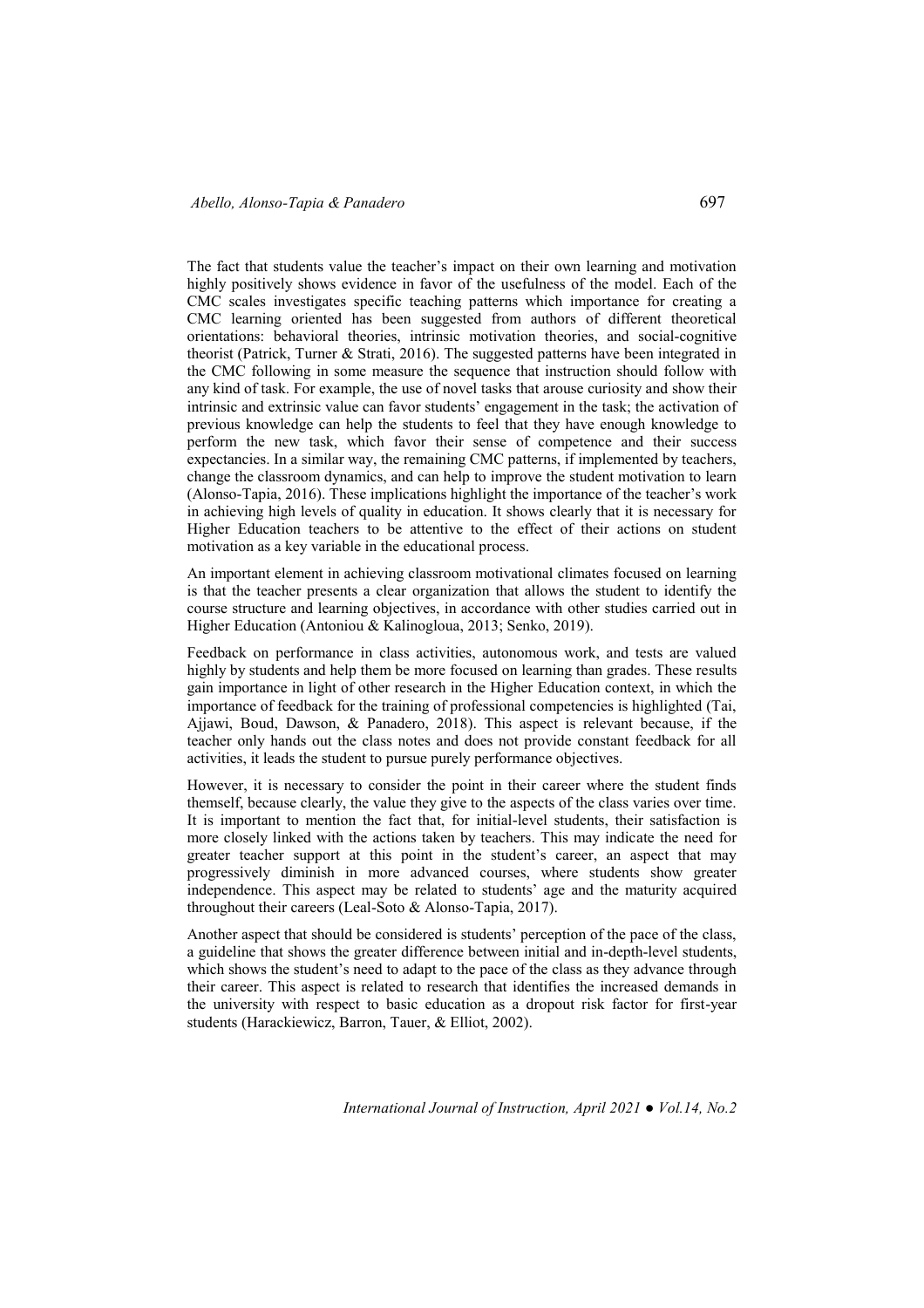The fact that students value the teacher's impact on their own learning and motivation highly positively shows evidence in favor of the usefulness of the model. Each of the CMC scales investigates specific teaching patterns which importance for creating a CMC learning oriented has been suggested from authors of different theoretical orientations: behavioral theories, intrinsic motivation theories, and social-cognitive theorist (Patrick, Turner & Strati, 2016). The suggested patterns have been integrated in the CMC following in some measure the sequence that instruction should follow with any kind of task. For example, the use of novel tasks that arouse curiosity and show their intrinsic and extrinsic value can favor students' engagement in the task; the activation of previous knowledge can help the students to feel that they have enough knowledge to perform the new task, which favor their sense of competence and their success expectancies. In a similar way, the remaining CMC patterns, if implemented by teachers, change the classroom dynamics, and can help to improve the student motivation to learn (Alonso-Tapia, 2016). These implications highlight the importance of the teacher's work in achieving high levels of quality in education. It shows clearly that it is necessary for Higher Education teachers to be attentive to the effect of their actions on student motivation as a key variable in the educational process.

An important element in achieving classroom motivational climates focused on learning is that the teacher presents a clear organization that allows the student to identify the course structure and learning objectives, in accordance with other studies carried out in Higher Education (Antoniou & Kalinogloua, 2013; Senko, 2019).

Feedback on performance in class activities, autonomous work, and tests are valued highly by students and help them be more focused on learning than grades. These results gain importance in light of other research in the Higher Education context, in which the importance of feedback for the training of professional competencies is highlighted (Tai, Ajjawi, Boud, Dawson, & Panadero, 2018). This aspect is relevant because, if the teacher only hands out the class notes and does not provide constant feedback for all activities, it leads the student to pursue purely performance objectives.

However, it is necessary to consider the point in their career where the student finds themself, because clearly, the value they give to the aspects of the class varies over time. It is important to mention the fact that, for initial-level students, their satisfaction is more closely linked with the actions taken by teachers. This may indicate the need for greater teacher support at this point in the student's career, an aspect that may progressively diminish in more advanced courses, where students show greater independence. This aspect may be related to students' age and the maturity acquired throughout their careers (Leal-Soto & Alonso-Tapia, 2017).

Another aspect that should be considered is students' perception of the pace of the class, a guideline that shows the greater difference between initial and in-depth-level students, which shows the student's need to adapt to the pace of the class as they advance through their career. This aspect is related to research that identifies the increased demands in the university with respect to basic education as a dropout risk factor for first-year students (Harackiewicz, Barron, Tauer, & Elliot, 2002).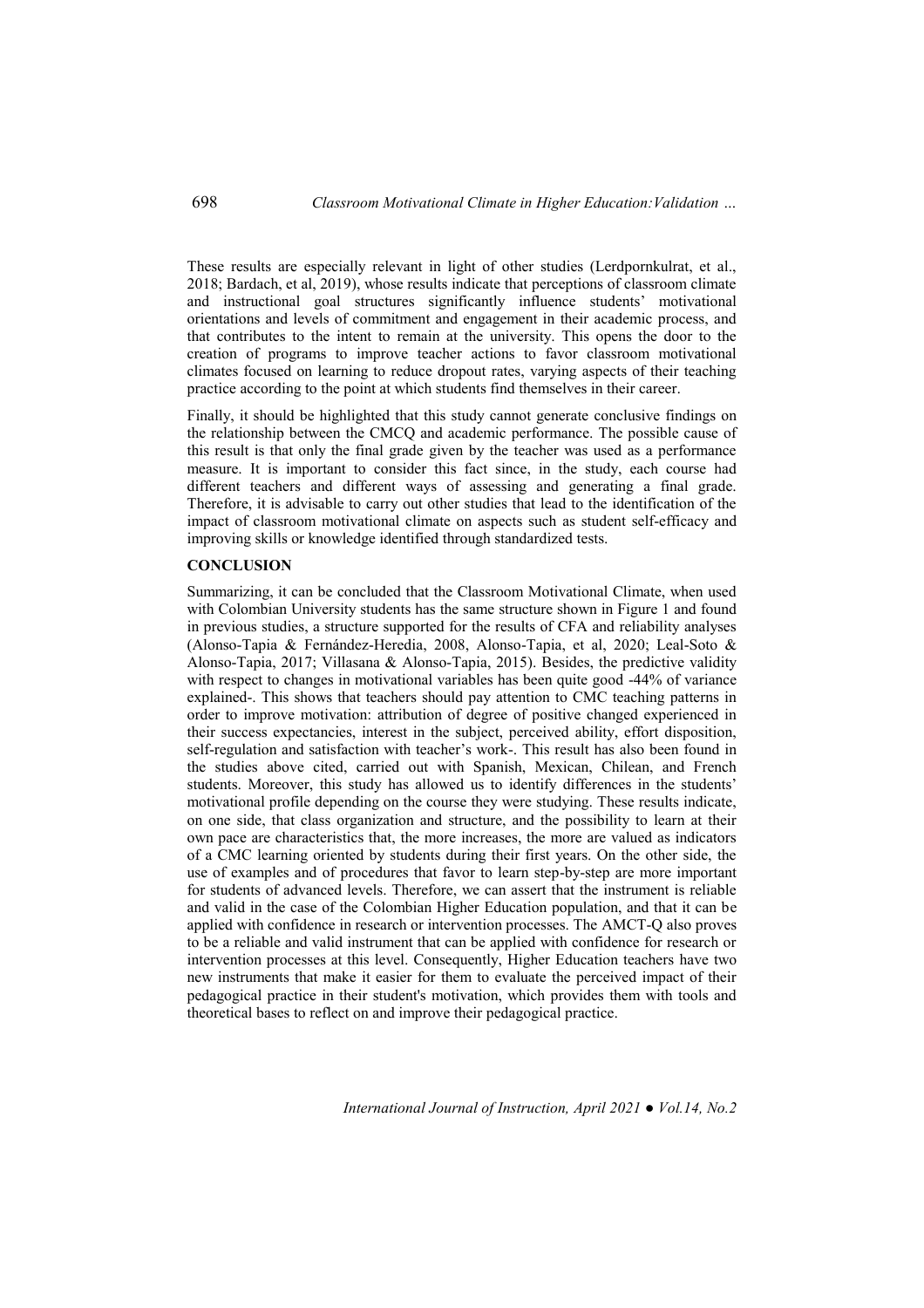These results are especially relevant in light of other studies (Lerdpornkulrat, et al., 2018; Bardach, et al, 2019), whose results indicate that perceptions of classroom climate and instructional goal structures significantly influence students' motivational orientations and levels of commitment and engagement in their academic process, and that contributes to the intent to remain at the university. This opens the door to the creation of programs to improve teacher actions to favor classroom motivational climates focused on learning to reduce dropout rates, varying aspects of their teaching practice according to the point at which students find themselves in their career.

Finally, it should be highlighted that this study cannot generate conclusive findings on the relationship between the CMCQ and academic performance. The possible cause of this result is that only the final grade given by the teacher was used as a performance measure. It is important to consider this fact since, in the study, each course had different teachers and different ways of assessing and generating a final grade. Therefore, it is advisable to carry out other studies that lead to the identification of the impact of classroom motivational climate on aspects such as student self-efficacy and improving skills or knowledge identified through standardized tests.

## CONCLUSION

Summarizing, it can be concluded that the Classroom Motivational Climate, when used with Colombian University students has the same structure shown in Figure 1 and found in previous studies, a structure supported for the results of CFA and reliability analyses (Alonso-Tapia & Fernández-Heredia, 2008, Alonso-Tapia, et al, 2020; Leal-Soto & Alonso-Tapia, 2017; Villasana & Alonso-Tapia, 2015). Besides, the predictive validity with respect to changes in motivational variables has been quite good -44% of variance explained-. This shows that teachers should pay attention to CMC teaching patterns in order to improve motivation: attribution of degree of positive changed experienced in their success expectancies, interest in the subject, perceived ability, effort disposition, self-regulation and satisfaction with teacher's work-. This result has also been found in the studies above cited, carried out with Spanish, Mexican, Chilean, and French students. Moreover, this study has allowed us to identify differences in the students' motivational profile depending on the course they were studying. These results indicate, on one side, that class organization and structure, and the possibility to learn at their own pace are characteristics that, the more increases, the more are valued as indicators of a CMC learning oriented by students during their first years. On the other side, the use of examples and of procedures that favor to learn step-by-step are more important for students of advanced levels. Therefore, we can assert that the instrument is reliable and valid in the case of the Colombian Higher Education population, and that it can be applied with confidence in research or intervention processes. The AMCT-Q also proves to be a reliable and valid instrument that can be applied with confidence for research or intervention processes at this level. Consequently, Higher Education teachers have two new instruments that make it easier for them to evaluate the perceived impact of their pedagogical practice in their student's motivation, which provides them with tools and theoretical bases to reflect on and improve their pedagogical practice.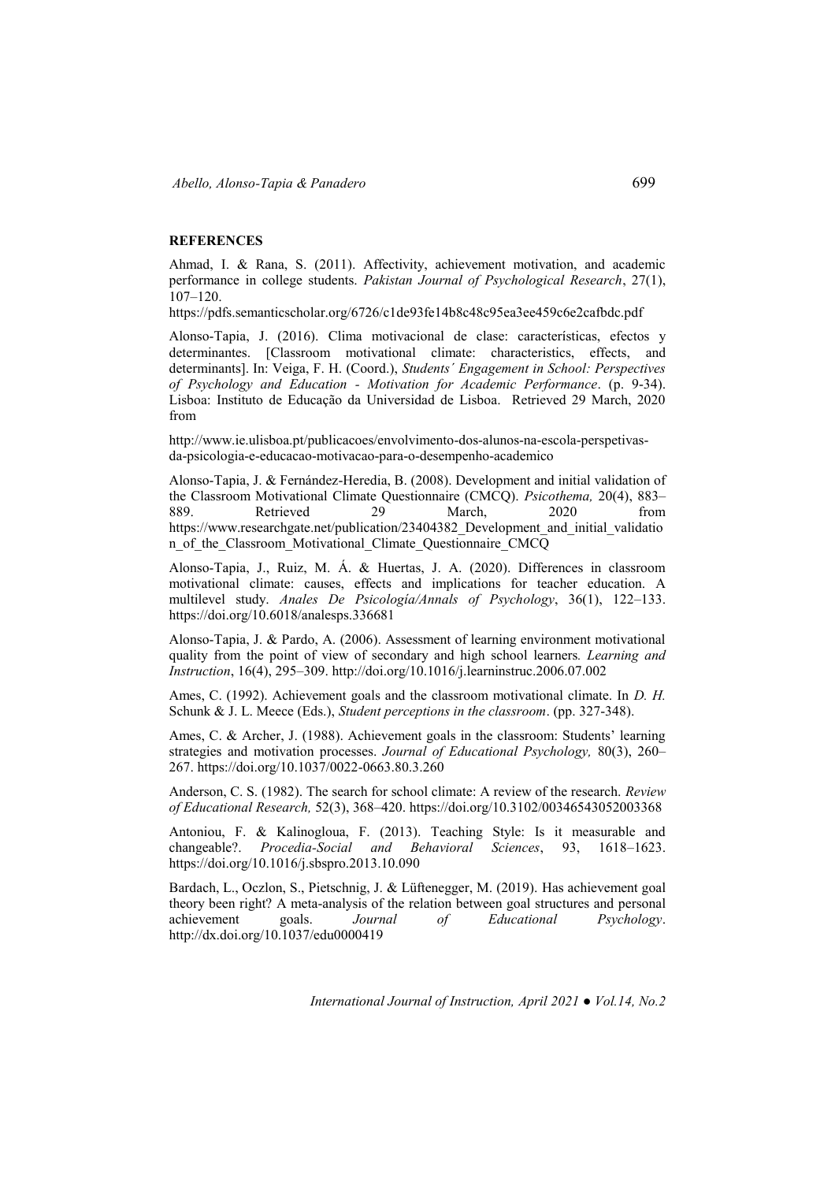**REFERENCES**

Ahmad, I. & Rana, S. (2011). Affectivity, achievement motivation, and academic performance in college students. *Pakistan Journal of Psychological Research*, 27(1), 107–120.
https://pdfs.semanticscholar.org/6726/c1de93fe14b8c48c95ea3ee459c6e2cafbdc.pdf

Alonso-Tapia, J. (2016). Clima motivacional de clase: características, efectos y determinantes. [Classroom motivational climate: characteristics, effects, and determinants]. In: Veiga, F. H. (Coord.), *Students´ Engagement in School: Perspectives of Psychology and Education - Motivation for Academic Performance*. (p. 9-34). Lisboa: Instituto de Educação da Universidad de Lisboa. Retrieved 29 March, 2020 from

http://www.ie.ulisboa.pt/publicacoes/envolvimento-dos-alunos-na-escola-perspetivas-da-psicologia-e-educacao-motivacao-para-o-desempenho-academico

Alonso-Tapia, J. & Fernández-Heredia, B. (2008). Development and initial validation of the Classroom Motivational Climate Questionnaire (CMCQ). *Psicothema,* 20(4), 883–889. Retrieved 29 March, 2020 from https://www.researchgate.net/publication/23404382_Development_and_initial_validation_of_the_Classroom_Motivational_Climate_Questionnaire_CMCQ

Alonso-Tapia, J., Ruiz, M. Á. & Huertas, J. A. (2020). Differences in classroom motivational climate: causes, effects and implications for teacher education. A multilevel study. *Anales De Psicología/Annals of Psychology*, 36(1), 122–133. https://doi.org/10.6018/analesps.336681

Alonso-Tapia, J. & Pardo, A. (2006). Assessment of learning environment motivational quality from the point of view of secondary and high school learners*. Learning and Instruction*, 16(4), 295–309. http://doi.org/10.1016/j.learninstruc.2006.07.002

Ames, C. (1992). Achievement goals and the classroom motivational climate. In *D. H.* Schunk & J. L. Meece (Eds.), *Student perceptions in the classroom*. (pp. 327-348).

Ames, C. & Archer, J. (1988). Achievement goals in the classroom: Students' learning strategies and motivation processes. *Journal of Educational Psychology,* 80(3), 260–267. https://doi.org/10.1037/0022-0663.80.3.260

Anderson, C. S. (1982). The search for school climate: A review of the research. *Review of Educational Research,* 52(3), 368–420. https://doi.org/10.3102/00346543052003368

Antoniou, F. & Kalinogloua, F. (2013). Teaching Style: Is it measurable and changeable?. *Procedia-Social and Behavioral Sciences*, 93, 1618–1623. https://doi.org/10.1016/j.sbspro.2013.10.090

Bardach, L., Oczlon, S., Pietschnig, J. & Lüftenegger, M. (2019). Has achievement goal theory been right? A meta-analysis of the relation between goal structures and personal achievement goals. *Journal of Educational Psychology*. http://dx.doi.org/10.1037/edu0000419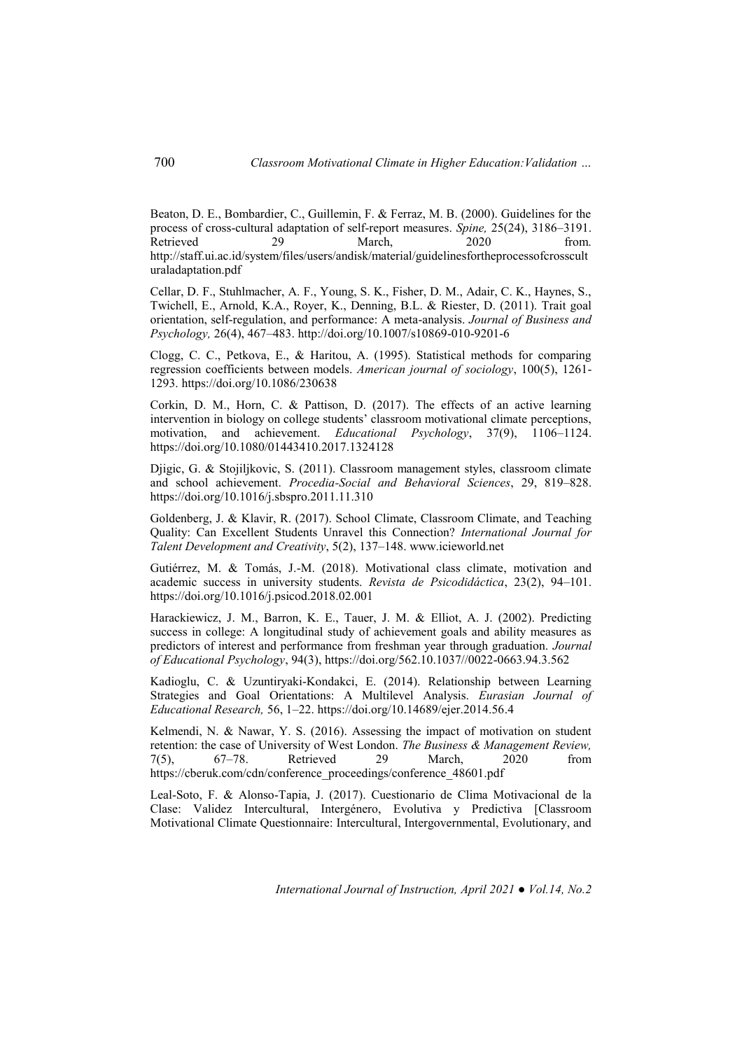Beaton, D. E., Bombardier, C., Guillemin, F. & Ferraz, M. B. (2000). Guidelines for the process of cross-cultural adaptation of self-report measures. *Spine,* 25(24), 3186–3191. Retrieved 29 March, 2020 from. http://staff.ui.ac.id/system/files/users/andisk/material/guidelinesfortheprocessofcrossculturaladaptation.pdf

Cellar, D. F., Stuhlmacher, A. F., Young, S. K., Fisher, D. M., Adair, C. K., Haynes, S., Twichell, E., Arnold, K.A., Royer, K., Denning, B.L. & Riester, D. (2011). Trait goal orientation, self-regulation, and performance: A meta-analysis. *Journal of Business and Psychology,* 26(4), 467–483. http://doi.org/10.1007/s10869-010-9201-6

Clogg, C. C., Petkova, E., & Haritou, A. (1995). Statistical methods for comparing regression coefficients between models. *American journal of sociology*, 100(5), 1261-1293. https://doi.org/10.1086/230638

Corkin, D. M., Horn, C. & Pattison, D. (2017). The effects of an active learning intervention in biology on college students' classroom motivational climate perceptions, motivation, and achievement. *Educational Psychology*, 37(9), 1106–1124. https://doi.org/10.1080/01443410.2017.1324128

Djigic, G. & Stojiljkovic, S. (2011). Classroom management styles, classroom climate and school achievement. *Procedia-Social and Behavioral Sciences*, 29, 819–828. https://doi.org/10.1016/j.sbspro.2011.11.310

Goldenberg, J. & Klavir, R. (2017). School Climate, Classroom Climate, and Teaching Quality: Can Excellent Students Unravel this Connection? *International Journal for Talent Development and Creativity*, 5(2), 137–148. www.icieworld.net

Gutiérrez, M. & Tomás, J.-M. (2018). Motivational class climate, motivation and academic success in university students. *Revista de Psicodidáctica*, 23(2), 94–101. https://doi.org/10.1016/j.psicod.2018.02.001

Harackiewicz, J. M., Barron, K. E., Tauer, J. M. & Elliot, A. J. (2002). Predicting success in college: A longitudinal study of achievement goals and ability measures as predictors of interest and performance from freshman year through graduation. *Journal of Educational Psychology*, 94(3), https://doi.org/562.10.1037//0022-0663.94.3.562

Kadioglu, C. & Uzuntiryaki-Kondakci, E. (2014). Relationship between Learning Strategies and Goal Orientations: A Multilevel Analysis. *Eurasian Journal of Educational Research,* 56, 1–22. https://doi.org/10.14689/ejer.2014.56.4

Kelmendi, N. & Nawar, Y. S. (2016). Assessing the impact of motivation on student retention: the case of University of West London. *The Business & Management Review,* 7(5), 67–78. Retrieved 29 March, 2020 from https://cberuk.com/cdn/conference_proceedings/conference_48601.pdf

Leal-Soto, F. & Alonso-Tapia, J. (2017). Cuestionario de Clima Motivacional de la Clase: Validez Intercultural, Intergénero, Evolutiva y Predictiva [Classroom Motivational Climate Questionnaire: Intercultural, Intergovernmental, Evolutionary, and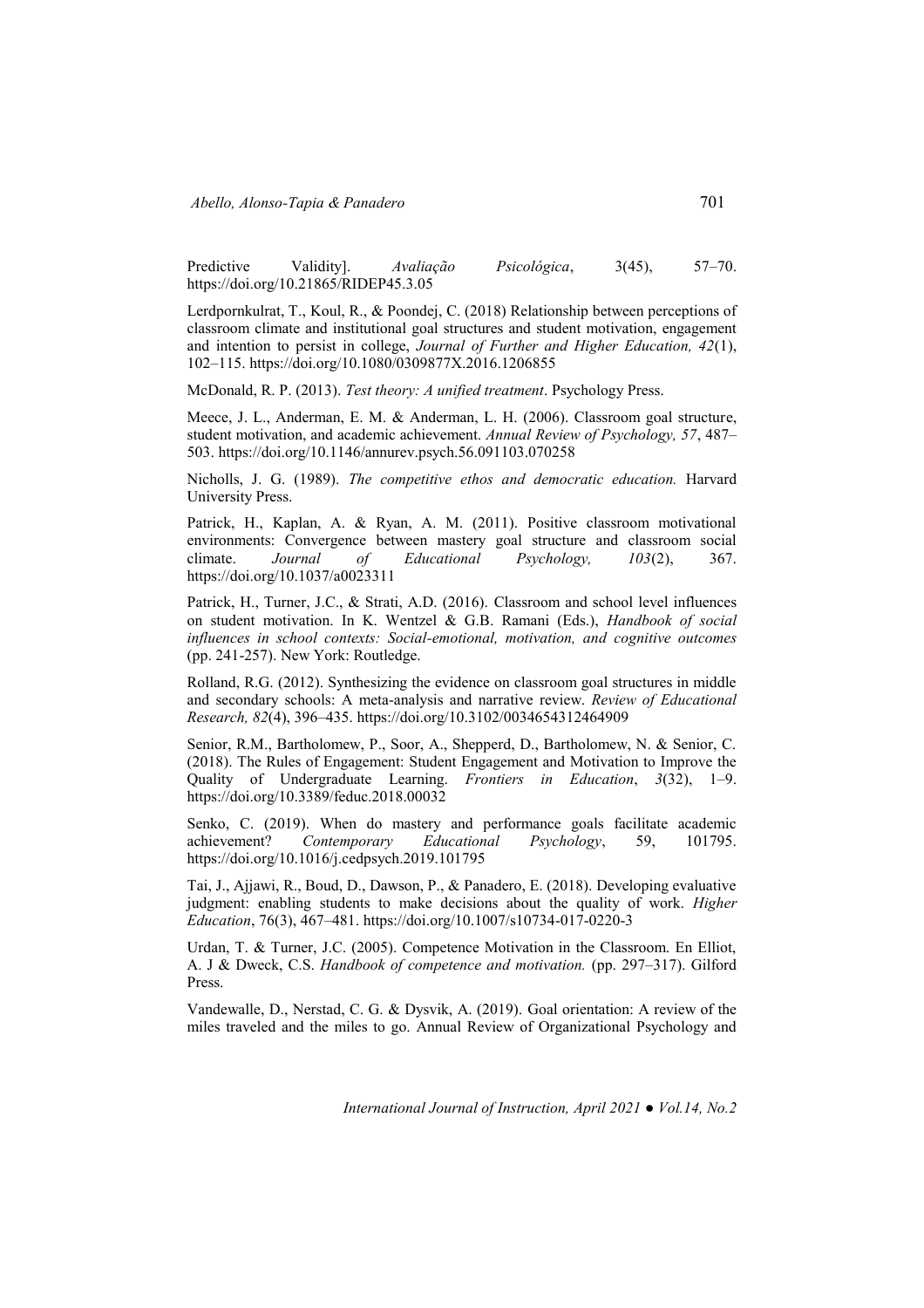Predictive Validity]. *Avaliação Psicológica*, 3(45), 57–70. https://doi.org/10.21865/RIDEP45.3.05

Lerdpornkulrat, T., Koul, R., & Poondej, C. (2018) Relationship between perceptions of classroom climate and institutional goal structures and student motivation, engagement and intention to persist in college, *Journal of Further and Higher Education, 42*(1), 102–115. https://doi.org/10.1080/0309877X.2016.1206855

McDonald, R. P. (2013). *Test theory: A unified treatment*. Psychology Press.

Meece, J. L., Anderman, E. M. & Anderman, L. H. (2006). Classroom goal structure, student motivation, and academic achievement. *Annual Review of Psychology, 57*, 487–503. https://doi.org/10.1146/annurev.psych.56.091103.070258

Nicholls, J. G. (1989). *The competitive ethos and democratic education.* Harvard University Press.

Patrick, H., Kaplan, A. & Ryan, A. M. (2011). Positive classroom motivational environments: Convergence between mastery goal structure and classroom social climate. *Journal of Educational Psychology, 103*(2), 367. https://doi.org/10.1037/a0023311

Patrick, H., Turner, J.C., & Strati, A.D. (2016). Classroom and school level influences on student motivation. In K. Wentzel & G.B. Ramani (Eds.), *Handbook of social influences in school contexts: Social-emotional, motivation, and cognitive outcomes* (pp. 241-257). New York: Routledge.

Rolland, R.G. (2012). Synthesizing the evidence on classroom goal structures in middle and secondary schools: A meta-analysis and narrative review. *Review of Educational Research, 82*(4), 396–435. https://doi.org/10.3102/0034654312464909

Senior, R.M., Bartholomew, P., Soor, A., Shepperd, D., Bartholomew, N. & Senior, C. (2018). The Rules of Engagement: Student Engagement and Motivation to Improve the Quality of Undergraduate Learning. *Frontiers in Education*, *3*(32), 1–9. https://doi.org/10.3389/feduc.2018.00032

Senko, C. (2019). When do mastery and performance goals facilitate academic achievement? *Contemporary Educational Psychology*, 59, 101795. https://doi.org/10.1016/j.cedpsych.2019.101795

Tai, J., Ajjawi, R., Boud, D., Dawson, P., & Panadero, E. (2018). Developing evaluative judgment: enabling students to make decisions about the quality of work. *Higher Education*, 76(3), 467–481. https://doi.org/10.1007/s10734-017-0220-3

Urdan, T. & Turner, J.C. (2005). Competence Motivation in the Classroom. En Elliot, A. J & Dweck, C.S. *Handbook of competence and motivation.* (pp. 297–317). Gilford Press.

Vandewalle, D., Nerstad, C. G. & Dysvik, A. (2019). Goal orientation: A review of the miles traveled and the miles to go. Annual Review of Organizational Psychology and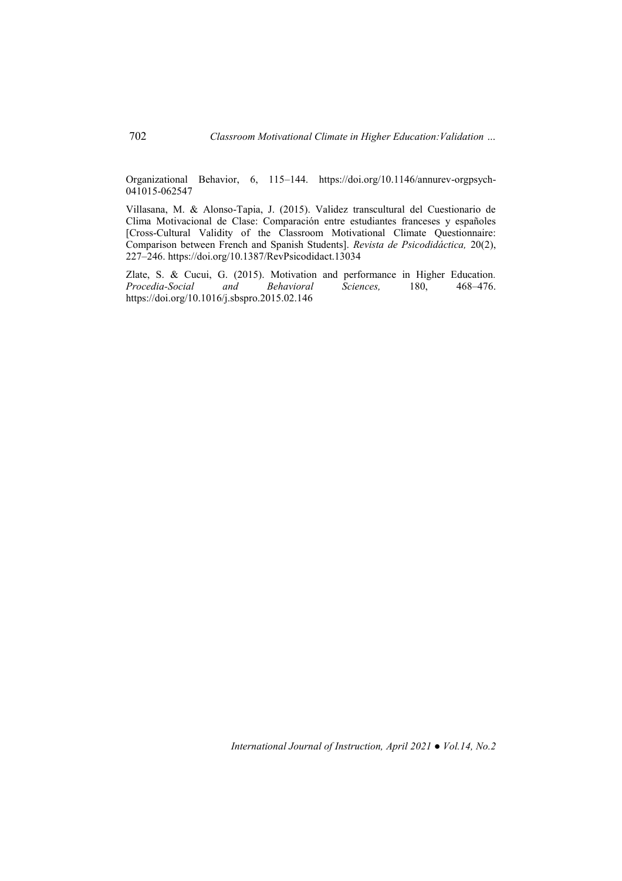Organizational Behavior, 6, 115–144. https://doi.org/10.1146/annurev-orgpsych-041015-062547

Villasana, M. & Alonso-Tapia, J. (2015). Validez transcultural del Cuestionario de Clima Motivacional de Clase: Comparación entre estudiantes franceses y españoles [Cross-Cultural Validity of the Classroom Motivational Climate Questionnaire: Comparison between French and Spanish Students]. *Revista de Psicodidáctica,* 20(2), 227–246. https://doi.org/10.1387/RevPsicodidact.13034

Zlate, S. & Cucui, G. (2015). Motivation and performance in Higher Education. *Procedia-Social and Behavioral Sciences,* 180, 468–476. https://doi.org/10.1016/j.sbspro.2015.02.146